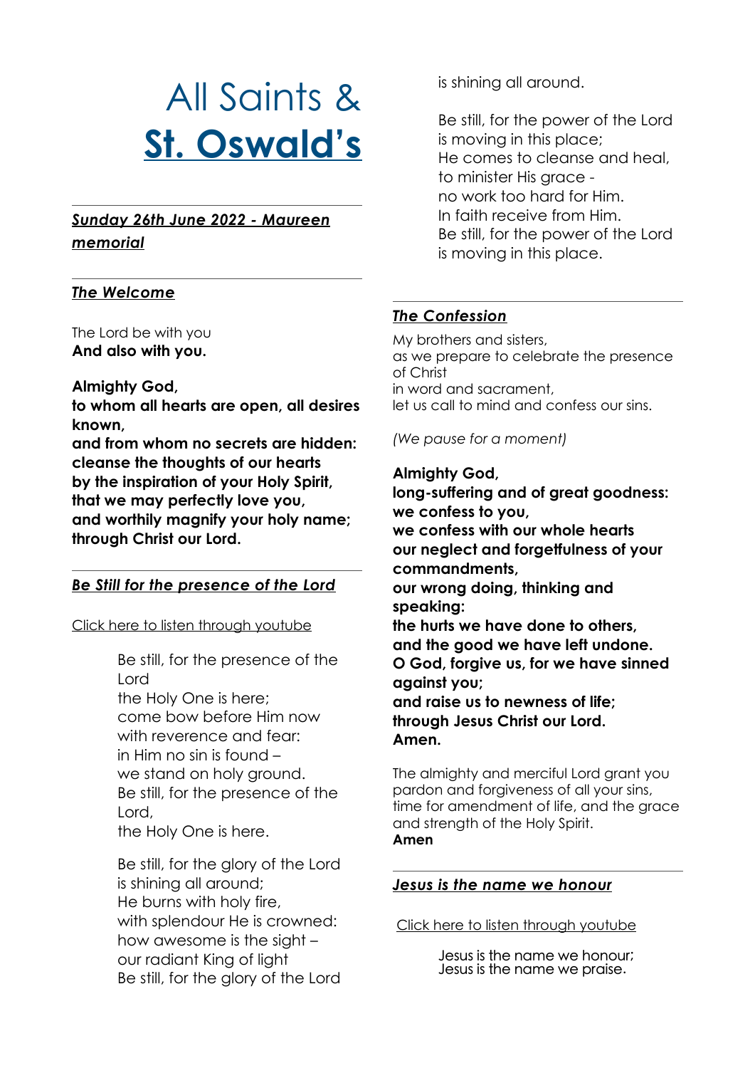# All Saints & **St. Oswald's**

***Sunday 26th June 2022 - Maureen memorial***

## ***The Welcome***

The Lord be with you
**And also with you.**

**Almighty God,**
**to whom all hearts are open, all desires known,**
**and from whom no secrets are hidden:**
**cleanse the thoughts of our hearts**
**by the inspiration of your Holy Spirit,**
**that we may perfectly love you,**
**and worthily magnify your holy name;**
**through Christ our Lord.**

## ***Be Still for the presence of the Lord***

Click here to listen through youtube

Be still, for the presence of the Lord
the Holy One is here;
come bow before Him now
with reverence and fear:
in Him no sin is found –
we stand on holy ground.
Be still, for the presence of the Lord,
the Holy One is here.

Be still, for the glory of the Lord
is shining all around;
He burns with holy fire,
with splendour He is crowned:
how awesome is the sight –
our radiant King of light
Be still, for the glory of the Lord
is shining all around.

Be still, for the power of the Lord
is moving in this place;
He comes to cleanse and heal,
to minister His grace -
no work too hard for Him.
In faith receive from Him.
Be still, for the power of the Lord
is moving in this place.

## ***The Confession***

My brothers and sisters,
as we prepare to celebrate the presence of Christ
in word and sacrament,
let us call to mind and confess our sins.

*(We pause for a moment)*

**Almighty God,**
**long-suffering and of great goodness:**
**we confess to you,**
**we confess with our whole hearts**
**our neglect and forgetfulness of your commandments,**
**our wrong doing, thinking and speaking:**
**the hurts we have done to others,**
**and the good we have left undone.**
**O God, forgive us, for we have sinned against you;**
**and raise us to newness of life;**
**through Jesus Christ our Lord.**
**Amen.**

The almighty and merciful Lord grant you pardon and forgiveness of all your sins, time for amendment of life, and the grace and strength of the Holy Spirit.
**Amen**

## ***Jesus is the name we honour***

Click here to listen through youtube

Jesus is the name we honour;
Jesus is the name we praise.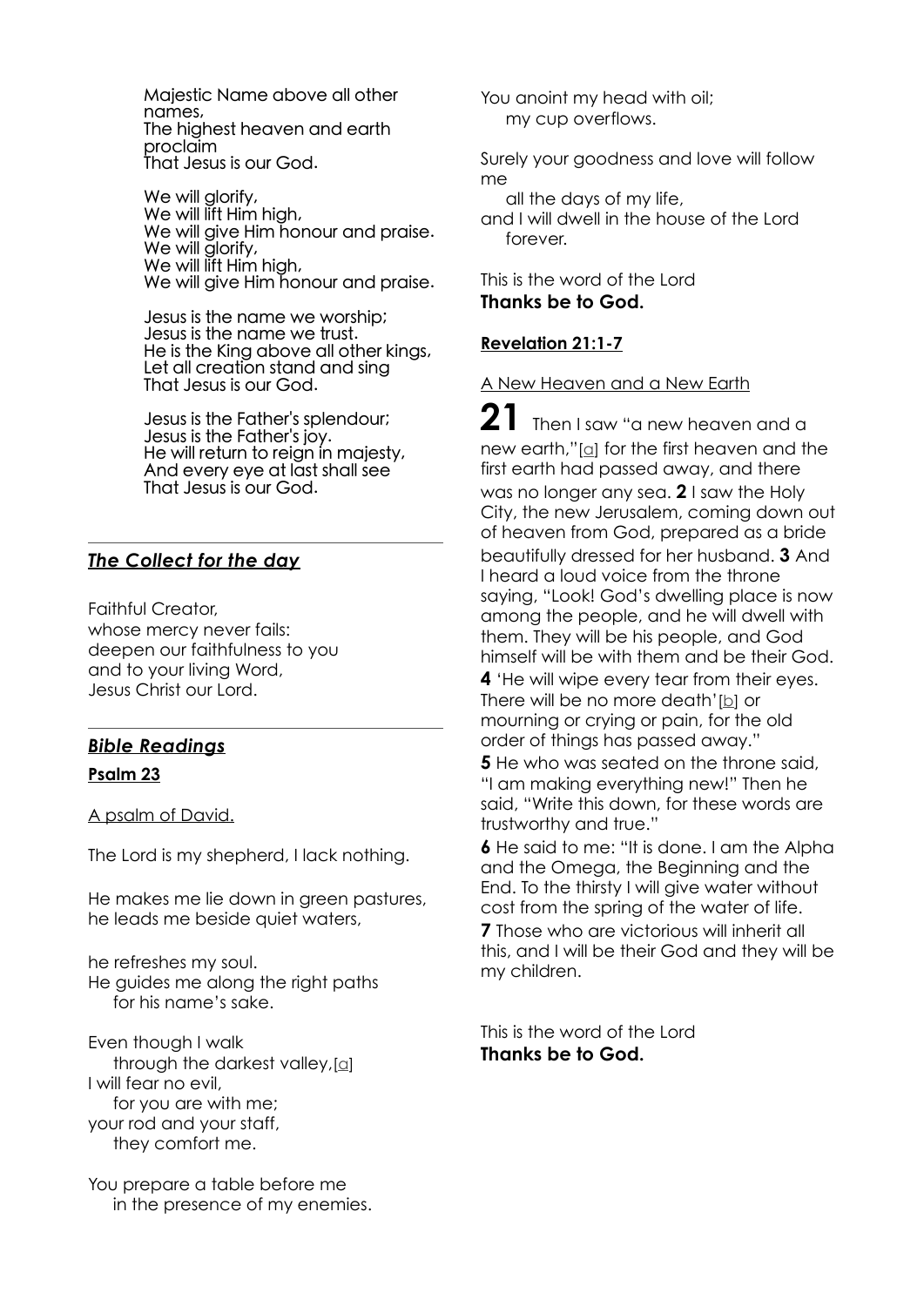Majestic Name above all other names,
The highest heaven and earth proclaim
That Jesus is our God.

We will glorify,
We will lift Him high,
We will give Him honour and praise.
We will glorify,
We will lift Him high,
We will give Him honour and praise.

Jesus is the name we worship;
Jesus is the name we trust.
He is the King above all other kings,
Let all creation stand and sing
That Jesus is our God.

Jesus is the Father's splendour;
Jesus is the Father's joy.
He will return to reign in majesty,
And every eye at last shall see
That Jesus is our God.

---

## ***The Collect for the day***

Faithful Creator,
whose mercy never fails:
deepen our faithfulness to you
and to your living Word,
Jesus Christ our Lord.

---

## ***Bible Readings***

### **Psalm 23**

A psalm of David.

The Lord is my shepherd, I lack nothing.

He makes me lie down in green pastures,
he leads me beside quiet waters,

he refreshes my soul.
He guides me along the right paths
for his name's sake.

Even though I walk
through the darkest valley,[a]
I will fear no evil,
for you are with me;
your rod and your staff,
they comfort me.

You prepare a table before me
in the presence of my enemies.

You anoint my head with oil;
my cup overflows.

Surely your goodness and love will follow me
all the days of my life,
and I will dwell in the house of the Lord
forever.

This is the word of the Lord
**Thanks be to God.**

### **Revelation 21:1-7**

A New Heaven and a New Earth

**21** Then I saw "a new heaven and a new earth,"[a] for the first heaven and the first earth had passed away, and there was no longer any sea. **2** I saw the Holy City, the new Jerusalem, coming down out of heaven from God, prepared as a bride beautifully dressed for her husband. **3** And I heard a loud voice from the throne saying, "Look! God's dwelling place is now among the people, and he will dwell with them. They will be his people, and God himself will be with them and be their God. **4** 'He will wipe every tear from their eyes. There will be no more death'[b] or mourning or crying or pain, for the old order of things has passed away."
**5** He who was seated on the throne said, "I am making everything new!" Then he said, "Write this down, for these words are trustworthy and true."
**6** He said to me: "It is done. I am the Alpha and the Omega, the Beginning and the End. To the thirsty I will give water without cost from the spring of the water of life.
**7** Those who are victorious will inherit all this, and I will be their God and they will be my children.

This is the word of the Lord
**Thanks be to God.**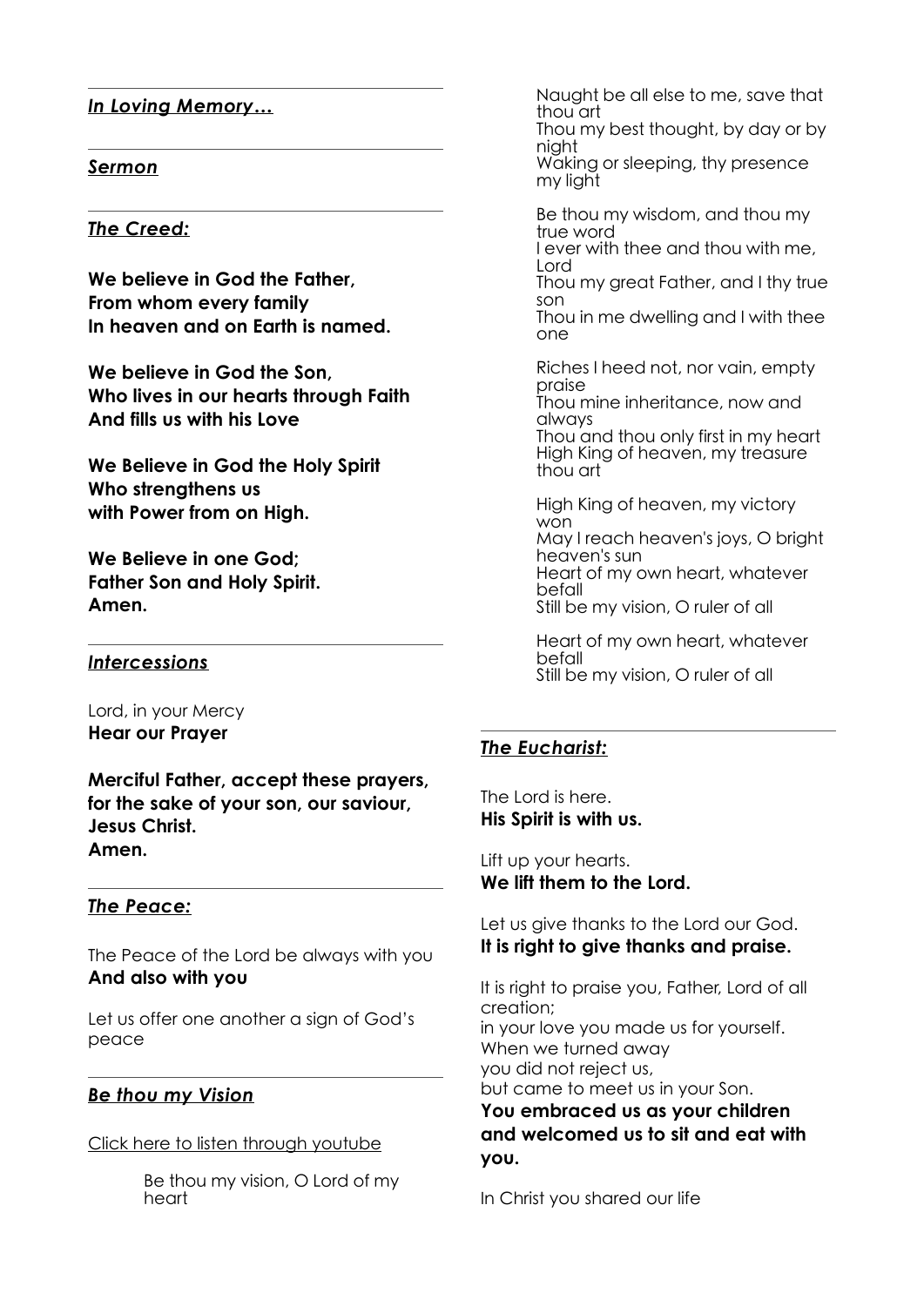## *In Loving Memory…*

## *Sermon*

## *The Creed:*

**We believe in God the Father,**
**From whom every family**
**In heaven and on Earth is named.**

**We believe in God the Son,**
**Who lives in our hearts through Faith**
**And fills us with his Love**

**We Believe in God the Holy Spirit**
**Who strengthens us**
**with Power from on High.**

**We Believe in one God;**
**Father Son and Holy Spirit.**
**Amen.**

## *Intercessions*

Lord, in your Mercy
**Hear our Prayer**

**Merciful Father, accept these prayers,**
**for the sake of your son, our saviour,**
**Jesus Christ.**
**Amen.**

## *The Peace:*

The Peace of the Lord be always with you
**And also with you**

Let us offer one another a sign of God's peace

## *Be thou my Vision*

Click here to listen through youtube

Be thou my vision, O Lord of my heart
Naught be all else to me, save that thou art
Thou my best thought, by day or by night
Waking or sleeping, thy presence my light

Be thou my wisdom, and thou my true word
I ever with thee and thou with me, Lord
Thou my great Father, and I thy true son
Thou in me dwelling and I with thee one

Riches I heed not, nor vain, empty praise
Thou mine inheritance, now and always
Thou and thou only first in my heart
High King of heaven, my treasure thou art

High King of heaven, my victory won
May I reach heaven's joys, O bright heaven's sun
Heart of my own heart, whatever befall
Still be my vision, O ruler of all

Heart of my own heart, whatever befall
Still be my vision, O ruler of all

## *The Eucharist:*

The Lord is here.
**His Spirit is with us.**

Lift up your hearts.
**We lift them to the Lord.**

Let us give thanks to the Lord our God.
**It is right to give thanks and praise.**

It is right to praise you, Father, Lord of all creation;
in your love you made us for yourself.
When we turned away
you did not reject us,
but came to meet us in your Son.
**You embraced us as your children**
**and welcomed us to sit and eat with you.**

In Christ you shared our life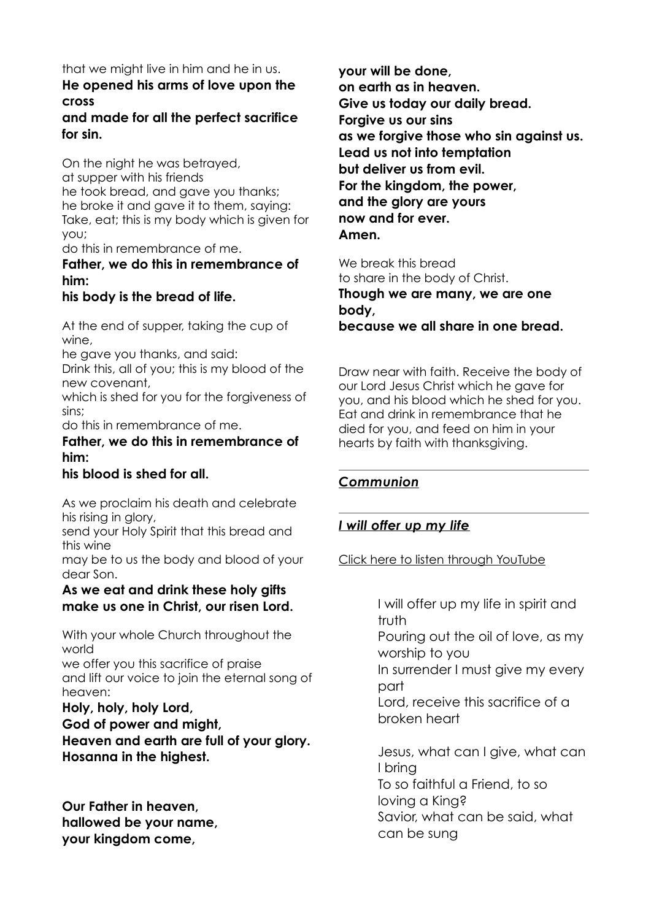that we might live in him and he in us.
**He opened his arms of love upon the cross**
**and made for all the perfect sacrifice for sin.**

On the night he was betrayed,
at supper with his friends
he took bread, and gave you thanks;
he broke it and gave it to them, saying:
Take, eat; this is my body which is given for you;
do this in remembrance of me.
**Father, we do this in remembrance of him:**
**his body is the bread of life.**

At the end of supper, taking the cup of wine,
he gave you thanks, and said:
Drink this, all of you; this is my blood of the new covenant,
which is shed for you for the forgiveness of sins;
do this in remembrance of me.
**Father, we do this in remembrance of him:**
**his blood is shed for all.**

As we proclaim his death and celebrate his rising in glory,
send your Holy Spirit that this bread and this wine
may be to us the body and blood of your dear Son.
**As we eat and drink these holy gifts make us one in Christ, our risen Lord.**

With your whole Church throughout the world
we offer you this sacrifice of praise
and lift our voice to join the eternal song of heaven:
**Holy, holy, holy Lord,**
**God of power and might,**
**Heaven and earth are full of your glory.**
**Hosanna in the highest.**

**Our Father in heaven,**
**hallowed be your name,**
**your kingdom come,**
**your will be done,**
**on earth as in heaven.**
**Give us today our daily bread.**
**Forgive us our sins**
**as we forgive those who sin against us.**
**Lead us not into temptation**
**but deliver us from evil.**
**For the kingdom, the power,**
**and the glory are yours**
**now and for ever.**
**Amen.**

We break this bread
to share in the body of Christ.
**Though we are many, we are one body,**
**because we all share in one bread.**

Draw near with faith. Receive the body of our Lord Jesus Christ which he gave for you, and his blood which he shed for you. Eat and drink in remembrance that he died for you, and feed on him in your hearts by faith with thanksgiving.

---

## ***Communion***

---

## ***I will offer up my life***

Click here to listen through YouTube

I will offer up my life in spirit and truth
Pouring out the oil of love, as my worship to you
In surrender I must give my every part
Lord, receive this sacrifice of a broken heart

Jesus, what can I give, what can I bring
To so faithful a Friend, to so loving a King?
Savior, what can be said, what can be sung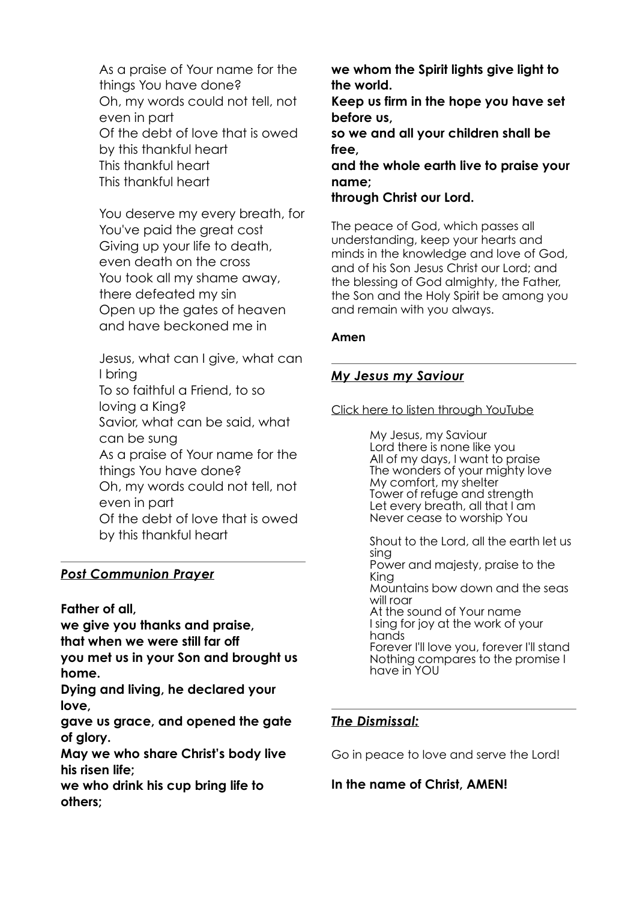As a praise of Your name for the things You have done?
Oh, my words could not tell, not even in part
Of the debt of love that is owed by this thankful heart
This thankful heart
This thankful heart

You deserve my every breath, for You've paid the great cost
Giving up your life to death, even death on the cross
You took all my shame away, there defeated my sin
Open up the gates of heaven and have beckoned me in

Jesus, what can I give, what can I bring
To so faithful a Friend, to so loving a King?
Savior, what can be said, what can be sung
As a praise of Your name for the things You have done?
Oh, my words could not tell, not even in part
Of the debt of love that is owed by this thankful heart

---

## ***Post Communion Prayer***

**Father of all,**
**we give you thanks and praise,**
**that when we were still far off**
**you met us in your Son and brought us home.**
**Dying and living, he declared your love,**
**gave us grace, and opened the gate of glory.**
**May we who share Christ's body live his risen life;**
**we who drink his cup bring life to others;**
**we whom the Spirit lights give light to the world.**
**Keep us firm in the hope you have set before us,**
**so we and all your children shall be free,**
**and the whole earth live to praise your name;**
**through Christ our Lord.**

The peace of God, which passes all understanding, keep your hearts and minds in the knowledge and love of God, and of his Son Jesus Christ our Lord; and the blessing of God almighty, the Father, the Son and the Holy Spirit be among you and remain with you always.

**Amen**

---

## ***My Jesus my Saviour***

Click here to listen through YouTube

My Jesus, my Saviour
Lord there is none like you
All of my days, I want to praise
The wonders of your mighty love
My comfort, my shelter
Tower of refuge and strength
Let every breath, all that I am
Never cease to worship You

Shout to the Lord, all the earth let us sing
Power and majesty, praise to the King
Mountains bow down and the seas will roar
At the sound of Your name
I sing for joy at the work of your hands
Forever I'll love you, forever I'll stand
Nothing compares to the promise I have in YOU

---

## ***The Dismissal:***

Go in peace to love and serve the Lord!

**In the name of Christ, AMEN!**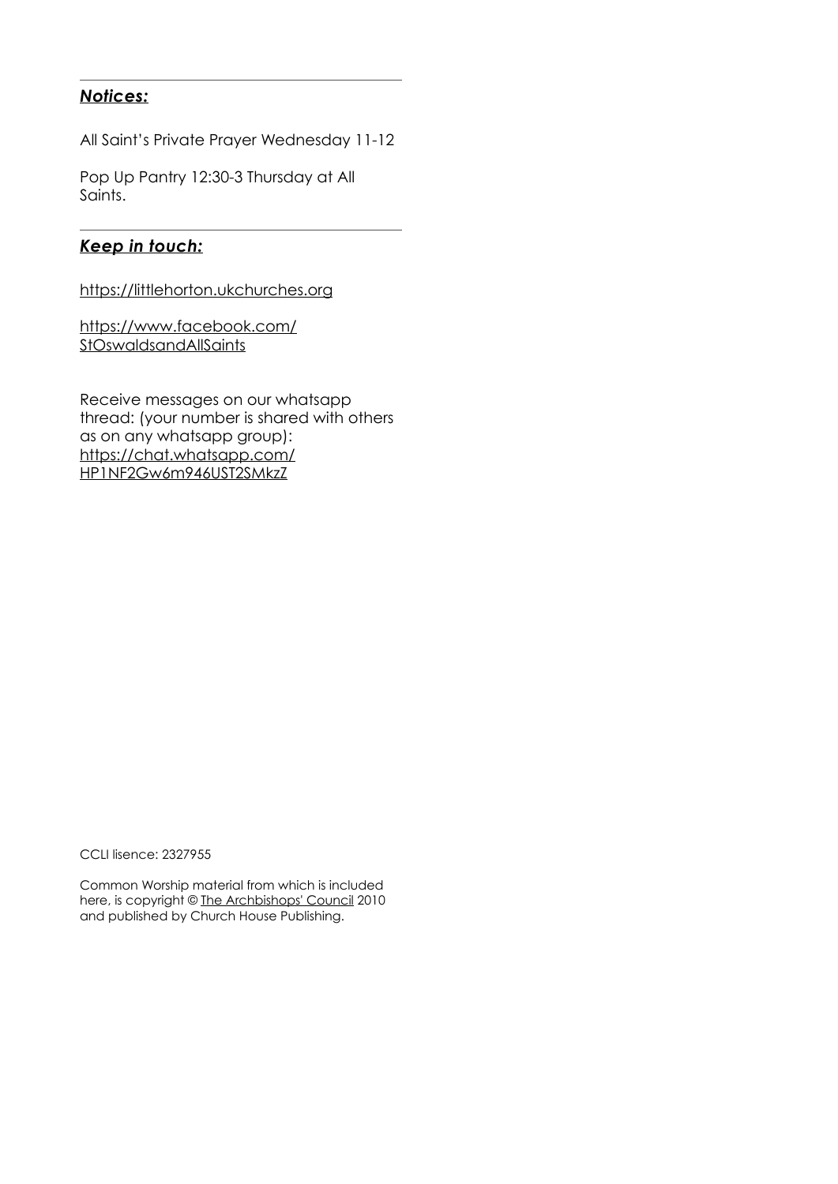---

***Notices:***

All Saint's Private Prayer Wednesday 11-12

Pop Up Pantry 12:30-3 Thursday at All Saints.

---

***Keep in touch:***

https://littlehorton.ukchurches.org

https://www.facebook.com/StOswaldsandAllSaints

Receive messages on our whatsapp thread: (your number is shared with others as on any whatsapp group): https://chat.whatsapp.com/HP1NF2Gw6m946UST2SMkzZ

CCLI lisence: 2327955

Common Worship material from which is included here, is copyright © The Archbishops' Council 2010 and published by Church House Publishing.